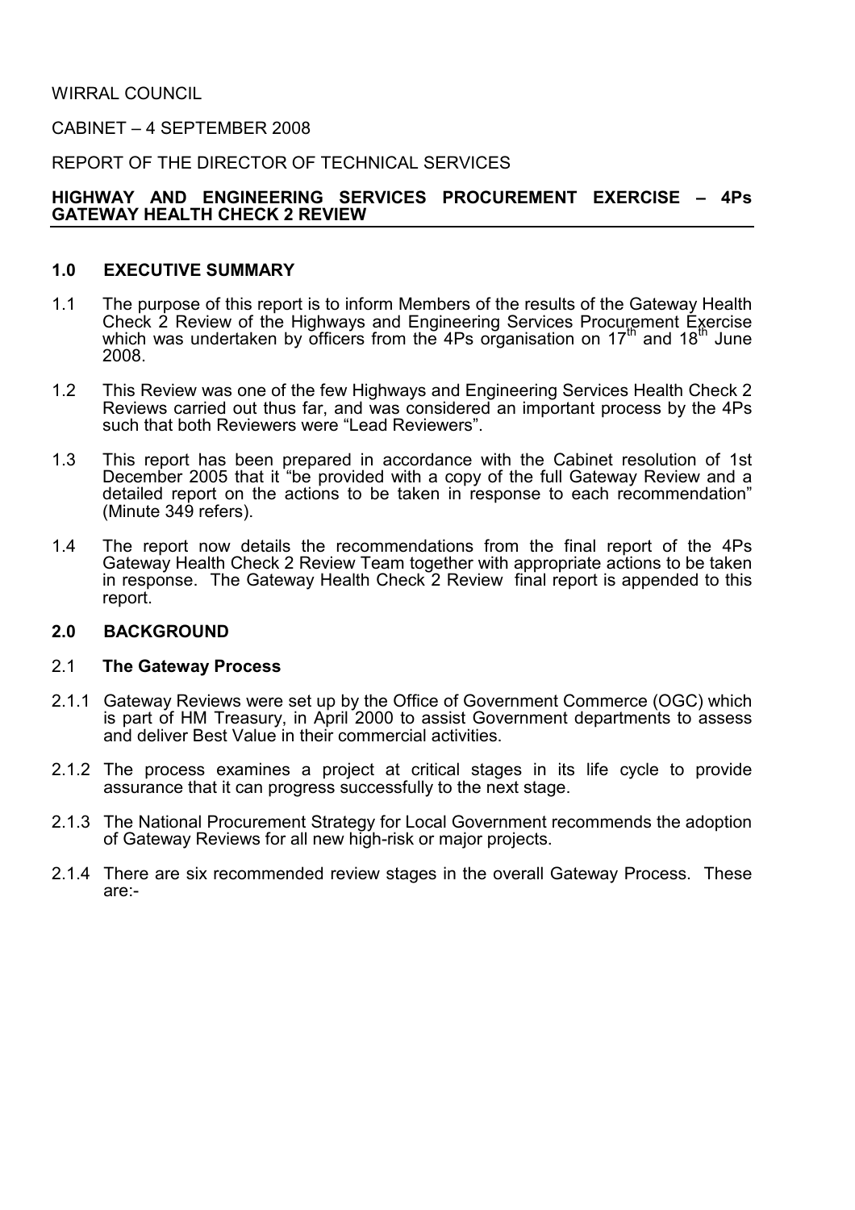WIRRAL COUNCIL

CABINET – 4 SEPTEMBER 2008

REPORT OF THE DIRECTOR OF TECHNICAL SERVICES

# HIGHWAY AND ENGINEERING SERVICES PROCUREMENT EXERCISE – 4Ps GATEWAY HEALTH CHECK 2 REVIEW

## 1.0 EXECUTIVE SUMMARY

1.1 The purpose of this report is to inform Members of the results of the Gateway Health Check 2 Review of the Highways and Engineering Services Procurement Exercise which was undertaken by officers from the 4Ps organisation on 17th and 18th June 2008.

1.2 This Review was one of the few Highways and Engineering Services Health Check 2 Reviews carried out thus far, and was considered an important process by the 4Ps such that both Reviewers were "Lead Reviewers".

1.3 This report has been prepared in accordance with the Cabinet resolution of 1st December 2005 that it "be provided with a copy of the full Gateway Review and a detailed report on the actions to be taken in response to each recommendation" (Minute 349 refers).

1.4 The report now details the recommendations from the final report of the 4Ps Gateway Health Check 2 Review Team together with appropriate actions to be taken in response. The Gateway Health Check 2 Review final report is appended to this report.

## 2.0 BACKGROUND

### 2.1 The Gateway Process

2.1.1 Gateway Reviews were set up by the Office of Government Commerce (OGC) which is part of HM Treasury, in April 2000 to assist Government departments to assess and deliver Best Value in their commercial activities.

2.1.2 The process examines a project at critical stages in its life cycle to provide assurance that it can progress successfully to the next stage.

2.1.3 The National Procurement Strategy for Local Government recommends the adoption of Gateway Reviews for all new high-risk or major projects.

2.1.4 There are six recommended review stages in the overall Gateway Process. These are:-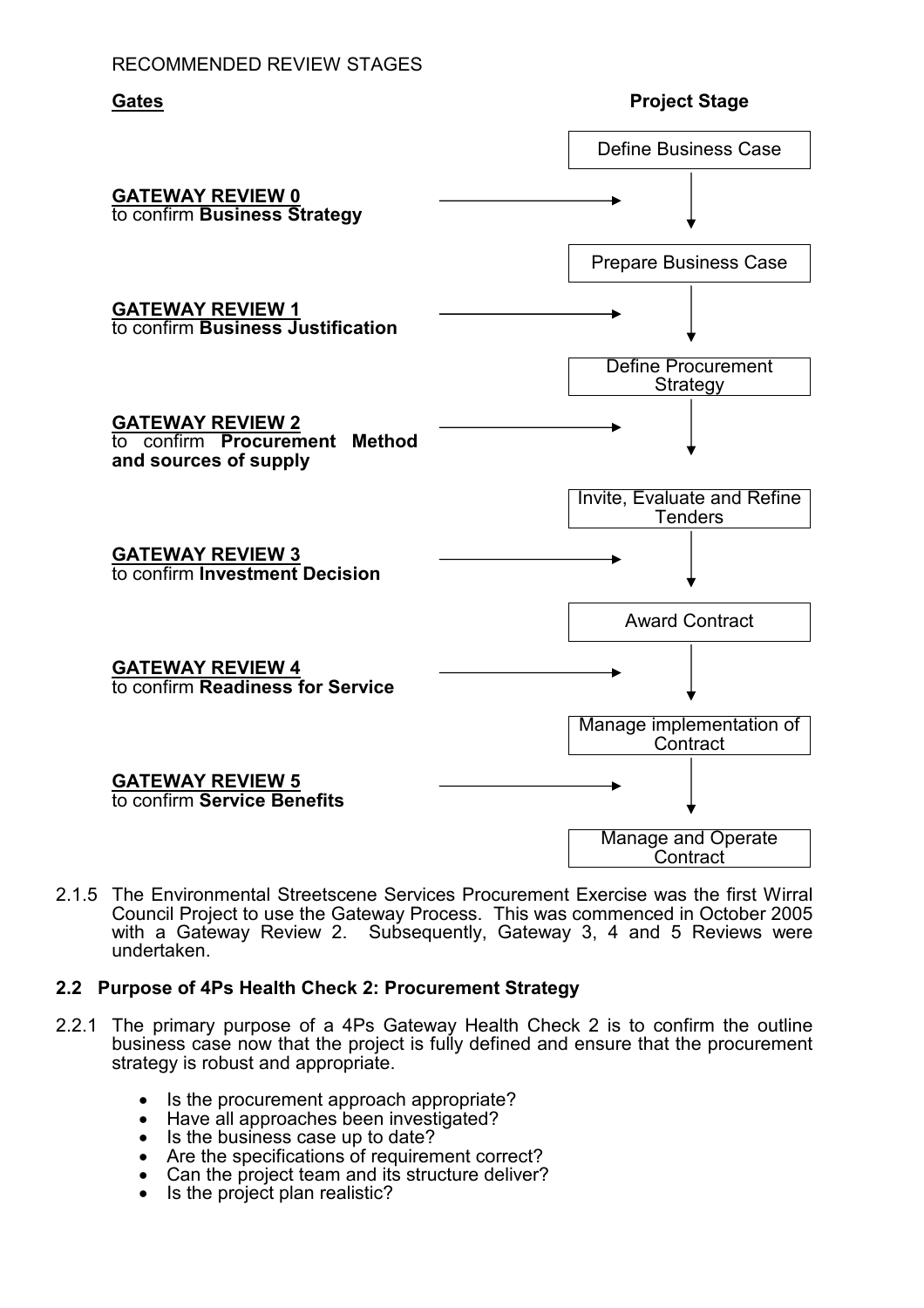RECOMMENDED REVIEW STAGES

| Gates | Project Stage |
| --- | --- |
| | Define Business Case |
| **GATEWAY REVIEW 0** to confirm **Business Strategy** | ↓ |
| | Prepare Business Case |
| **GATEWAY REVIEW 1** to confirm **Business Justification** | ↓ |
| | Define Procurement Strategy |
| **GATEWAY REVIEW 2** to confirm **Procurement Method and sources of supply** | ↓ |
| | Invite, Evaluate and Refine Tenders |
| **GATEWAY REVIEW 3** to confirm **Investment Decision** | ↓ |
| | Award Contract |
| **GATEWAY REVIEW 4** to confirm **Readiness for Service** | ↓ |
| | Manage implementation of Contract |
| **GATEWAY REVIEW 5** to confirm **Service Benefits** | ↓ |
| | Manage and Operate Contract |

2.1.5 The Environmental Streetscene Services Procurement Exercise was the first Wirral Council Project to use the Gateway Process. This was commenced in October 2005 with a Gateway Review 2. Subsequently, Gateway 3, 4 and 5 Reviews were undertaken.

### 2.2 Purpose of 4Ps Health Check 2: Procurement Strategy

2.2.1 The primary purpose of a 4Ps Gateway Health Check 2 is to confirm the outline business case now that the project is fully defined and ensure that the procurement strategy is robust and appropriate.

- Is the procurement approach appropriate?
- Have all approaches been investigated?
- Is the business case up to date?
- Are the specifications of requirement correct?
- Can the project team and its structure deliver?
- Is the project plan realistic?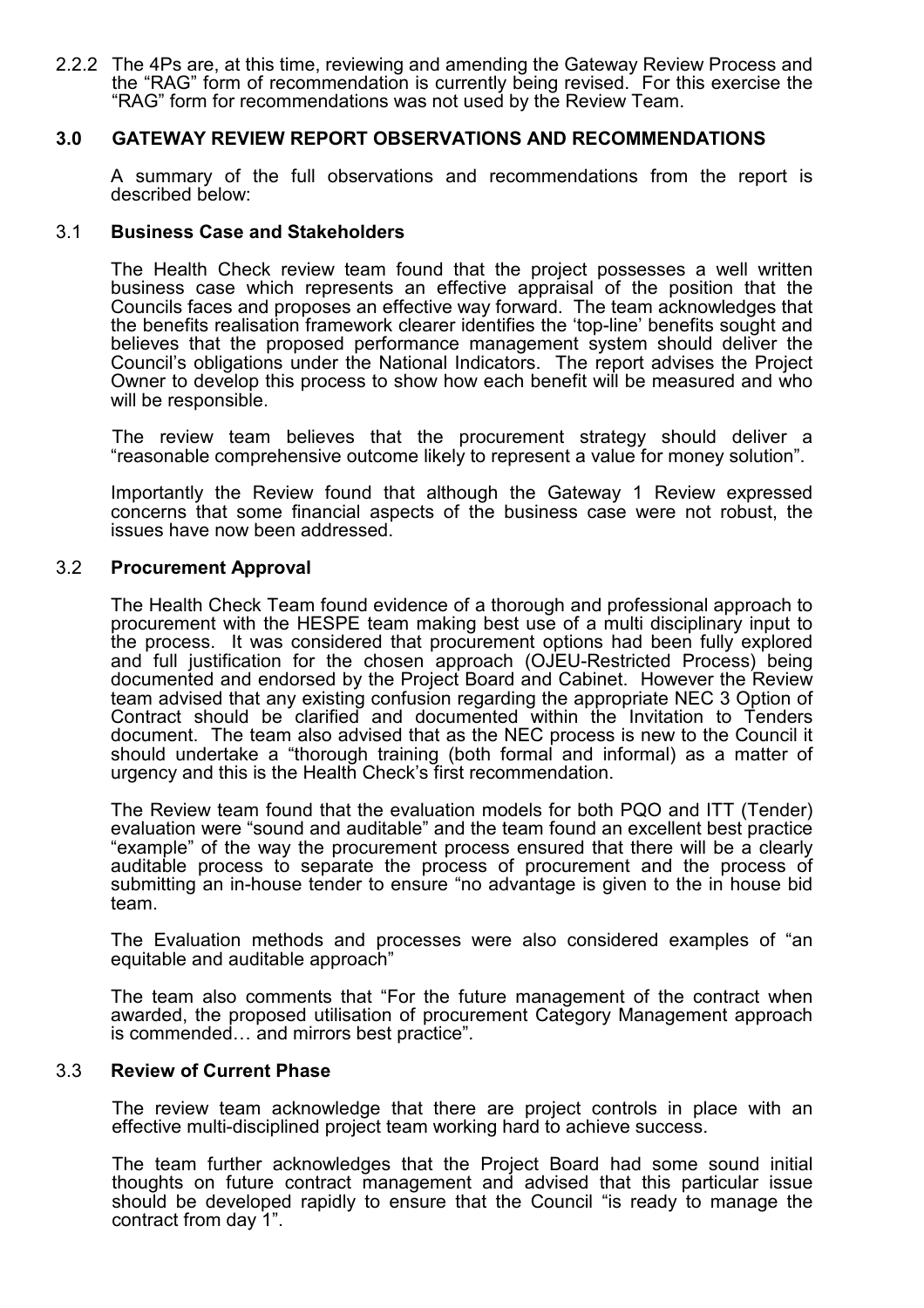2.2.2 The 4Ps are, at this time, reviewing and amending the Gateway Review Process and the "RAG" form of recommendation is currently being revised. For this exercise the "RAG" form for recommendations was not used by the Review Team.

## 3.0 GATEWAY REVIEW REPORT OBSERVATIONS AND RECOMMENDATIONS

A summary of the full observations and recommendations from the report is described below:

### 3.1 Business Case and Stakeholders

The Health Check review team found that the project possesses a well written business case which represents an effective appraisal of the position that the Councils faces and proposes an effective way forward. The team acknowledges that the benefits realisation framework clearer identifies the 'top-line' benefits sought and believes that the proposed performance management system should deliver the Council's obligations under the National Indicators. The report advises the Project Owner to develop this process to show how each benefit will be measured and who will be responsible.

The review team believes that the procurement strategy should deliver a "reasonable comprehensive outcome likely to represent a value for money solution".

Importantly the Review found that although the Gateway 1 Review expressed concerns that some financial aspects of the business case were not robust, the issues have now been addressed.

### 3.2 Procurement Approval

The Health Check Team found evidence of a thorough and professional approach to procurement with the HESPE team making best use of a multi disciplinary input to the process. It was considered that procurement options had been fully explored and full justification for the chosen approach (OJEU-Restricted Process) being documented and endorsed by the Project Board and Cabinet. However the Review team advised that any existing confusion regarding the appropriate NEC 3 Option of Contract should be clarified and documented within the Invitation to Tenders document. The team also advised that as the NEC process is new to the Council it should undertake a "thorough training (both formal and informal) as a matter of urgency and this is the Health Check's first recommendation.

The Review team found that the evaluation models for both PQO and ITT (Tender) evaluation were "sound and auditable" and the team found an excellent best practice "example" of the way the procurement process ensured that there will be a clearly auditable process to separate the process of procurement and the process of submitting an in-house tender to ensure "no advantage is given to the in house bid team.

The Evaluation methods and processes were also considered examples of "an equitable and auditable approach"

The team also comments that "For the future management of the contract when awarded, the proposed utilisation of procurement Category Management approach is commended… and mirrors best practice".

### 3.3 Review of Current Phase

The review team acknowledge that there are project controls in place with an effective multi-disciplined project team working hard to achieve success.

The team further acknowledges that the Project Board had some sound initial thoughts on future contract management and advised that this particular issue should be developed rapidly to ensure that the Council "is ready to manage the contract from day 1".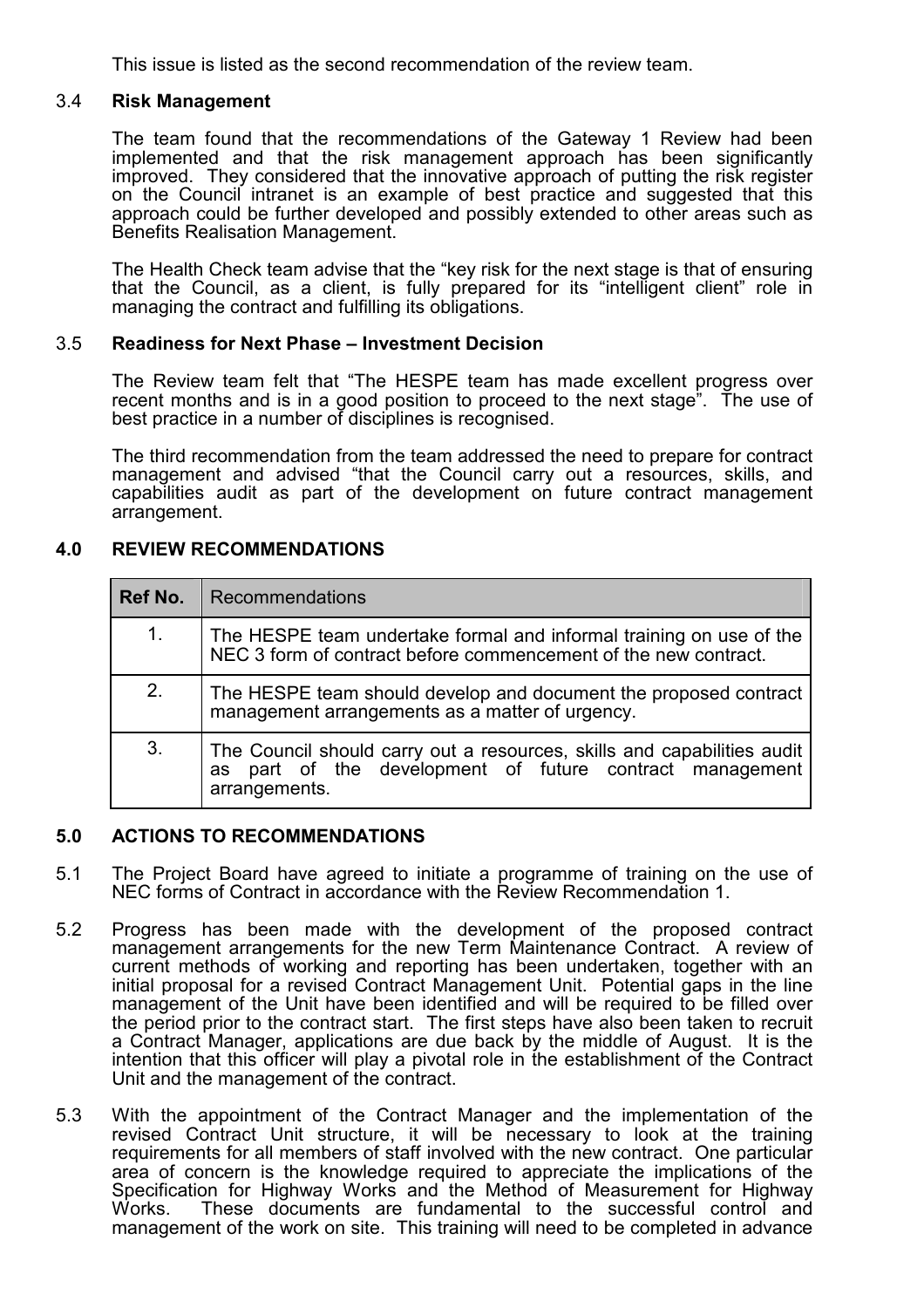This issue is listed as the second recommendation of the review team.

### 3.4 Risk Management

The team found that the recommendations of the Gateway 1 Review had been implemented and that the risk management approach has been significantly improved. They considered that the innovative approach of putting the risk register on the Council intranet is an example of best practice and suggested that this approach could be further developed and possibly extended to other areas such as Benefits Realisation Management.

The Health Check team advise that the "key risk for the next stage is that of ensuring that the Council, as a client, is fully prepared for its "intelligent client" role in managing the contract and fulfilling its obligations.

### 3.5 Readiness for Next Phase – Investment Decision

The Review team felt that "The HESPE team has made excellent progress over recent months and is in a good position to proceed to the next stage". The use of best practice in a number of disciplines is recognised.

The third recommendation from the team addressed the need to prepare for contract management and advised "that the Council carry out a resources, skills, and capabilities audit as part of the development on future contract management arrangement.

## 4.0 REVIEW RECOMMENDATIONS

| Ref No. | Recommendations |
|---|---|
| 1. | The HESPE team undertake formal and informal training on use of the NEC 3 form of contract before commencement of the new contract. |
| 2. | The HESPE team should develop and document the proposed contract management arrangements as a matter of urgency. |
| 3. | The Council should carry out a resources, skills and capabilities audit as part of the development of future contract management arrangements. |

## 5.0 ACTIONS TO RECOMMENDATIONS

5.1 The Project Board have agreed to initiate a programme of training on the use of NEC forms of Contract in accordance with the Review Recommendation 1.

5.2 Progress has been made with the development of the proposed contract management arrangements for the new Term Maintenance Contract. A review of current methods of working and reporting has been undertaken, together with an initial proposal for a revised Contract Management Unit. Potential gaps in the line management of the Unit have been identified and will be required to be filled over the period prior to the contract start. The first steps have also been taken to recruit a Contract Manager, applications are due back by the middle of August. It is the intention that this officer will play a pivotal role in the establishment of the Contract Unit and the management of the contract.

5.3 With the appointment of the Contract Manager and the implementation of the revised Contract Unit structure, it will be necessary to look at the training requirements for all members of staff involved with the new contract. One particular area of concern is the knowledge required to appreciate the implications of the Specification for Highway Works and the Method of Measurement for Highway Works. These documents are fundamental to the successful control and management of the work on site. This training will need to be completed in advance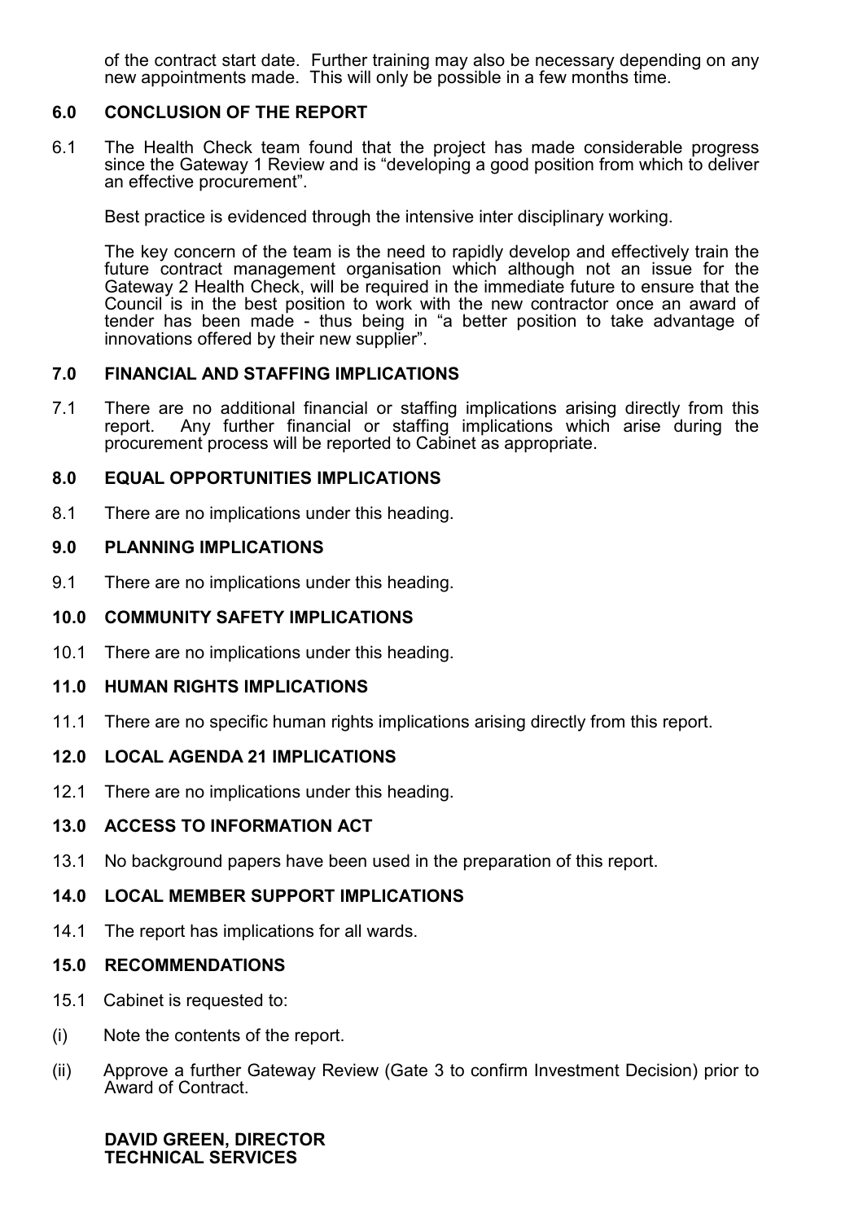of the contract start date. Further training may also be necessary depending on any new appointments made. This will only be possible in a few months time.

## 6.0 CONCLUSION OF THE REPORT

6.1 The Health Check team found that the project has made considerable progress since the Gateway 1 Review and is "developing a good position from which to deliver an effective procurement".

Best practice is evidenced through the intensive inter disciplinary working.

The key concern of the team is the need to rapidly develop and effectively train the future contract management organisation which although not an issue for the Gateway 2 Health Check, will be required in the immediate future to ensure that the Council is in the best position to work with the new contractor once an award of tender has been made - thus being in "a better position to take advantage of innovations offered by their new supplier".

## 7.0 FINANCIAL AND STAFFING IMPLICATIONS

7.1 There are no additional financial or staffing implications arising directly from this report. Any further financial or staffing implications which arise during the procurement process will be reported to Cabinet as appropriate.

## 8.0 EQUAL OPPORTUNITIES IMPLICATIONS

8.1 There are no implications under this heading.

## 9.0 PLANNING IMPLICATIONS

9.1 There are no implications under this heading.

## 10.0 COMMUNITY SAFETY IMPLICATIONS

10.1 There are no implications under this heading.

## 11.0 HUMAN RIGHTS IMPLICATIONS

11.1 There are no specific human rights implications arising directly from this report.

## 12.0 LOCAL AGENDA 21 IMPLICATIONS

12.1 There are no implications under this heading.

## 13.0 ACCESS TO INFORMATION ACT

13.1 No background papers have been used in the preparation of this report.

## 14.0 LOCAL MEMBER SUPPORT IMPLICATIONS

14.1 The report has implications for all wards.

## 15.0 RECOMMENDATIONS

15.1 Cabinet is requested to:

(i) Note the contents of the report.

(ii) Approve a further Gateway Review (Gate 3 to confirm Investment Decision) prior to Award of Contract.

**DAVID GREEN, DIRECTOR**
**TECHNICAL SERVICES**